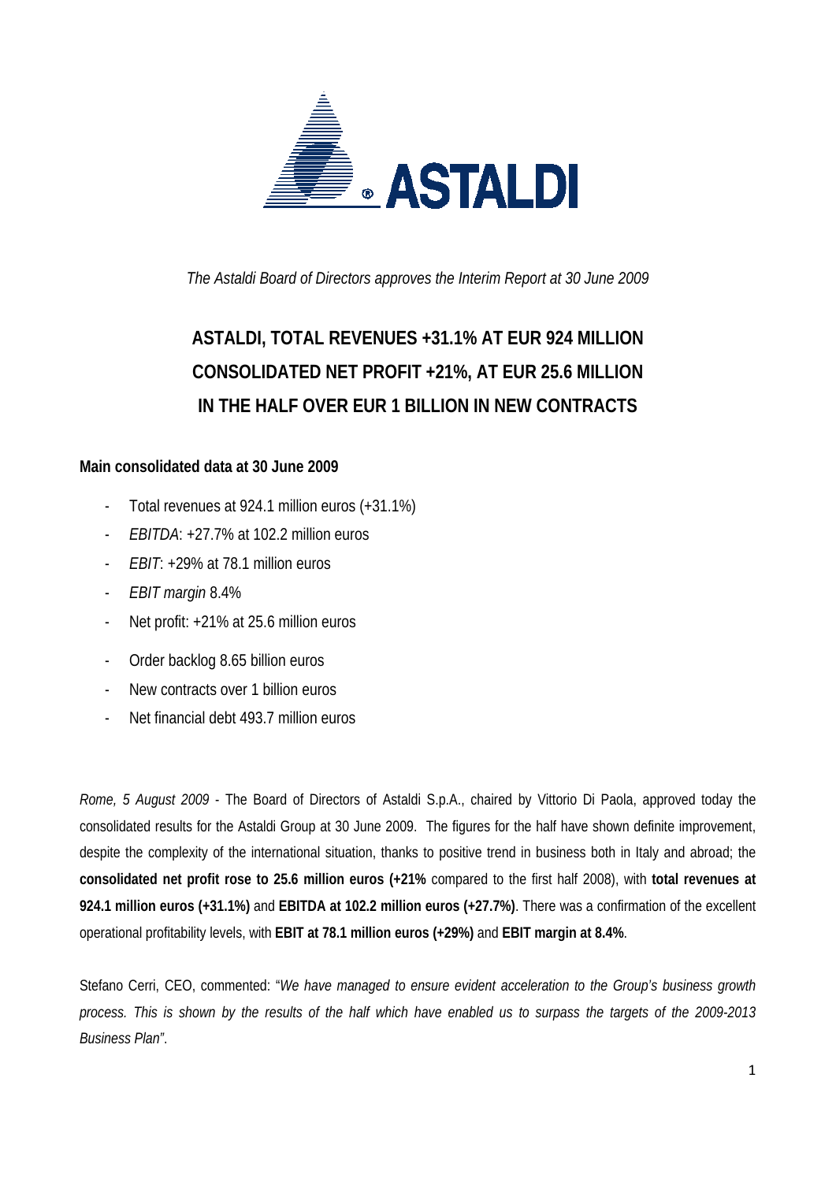*The Astaldi Board of Directors approves the Interim Report at 30 June 2009*

# ASTALDI, TOTAL REVENUES +31.1% AT EUR 924 MILLION
# CONSOLIDATED NET PROFIT +21%, AT EUR 25.6 MILLION
# IN THE HALF OVER EUR 1 BILLION IN NEW CONTRACTS

**Main consolidated data at 30 June 2009**

- Total revenues at 924.1 million euros (+31.1%)
- *EBITDA*: +27.7% at 102.2 million euros
- *EBIT*: +29% at 78.1 million euros
- *EBIT margin* 8.4%
- Net profit: +21% at 25.6 million euros
- Order backlog 8.65 billion euros
- New contracts over 1 billion euros
- Net financial debt 493.7 million euros

*Rome, 5 August 2009* - The Board of Directors of Astaldi S.p.A., chaired by Vittorio Di Paola, approved today the consolidated results for the Astaldi Group at 30 June 2009. The figures for the half have shown definite improvement, despite the complexity of the international situation, thanks to positive trend in business both in Italy and abroad; the **consolidated net profit rose to 25.6 million euros (+21%** compared to the first half 2008), with **total revenues at 924.1 million euros (+31.1%)** and **EBITDA at 102.2 million euros (+27.7%)**. There was a confirmation of the excellent operational profitability levels, with **EBIT at 78.1 million euros (+29%)** and **EBIT margin at 8.4%**.

Stefano Cerri, CEO, commented: "*We have managed to ensure evident acceleration to the Group's business growth process. This is shown by the results of the half which have enabled us to surpass the targets of the 2009-2013 Business Plan*".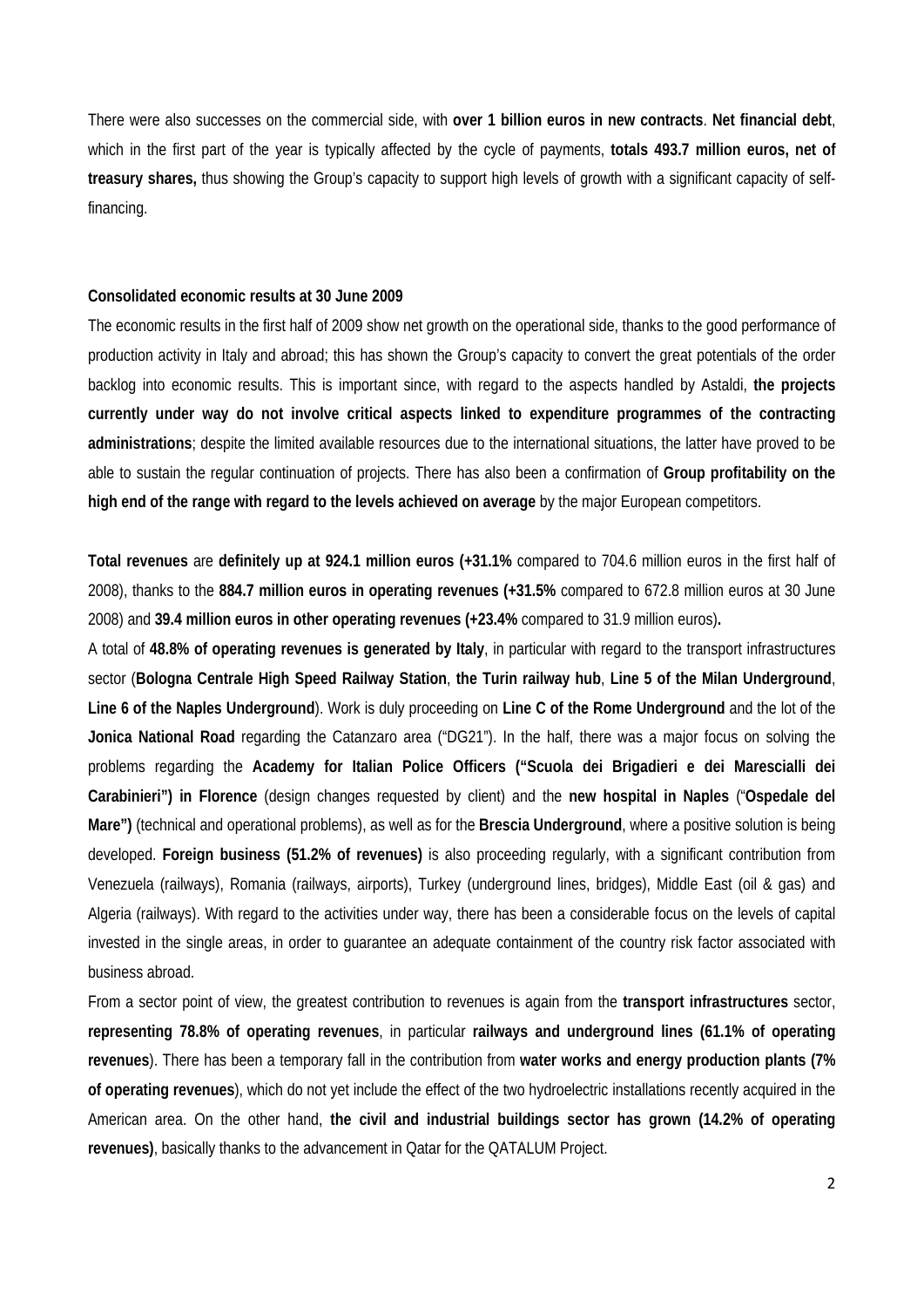There were also successes on the commercial side, with **over 1 billion euros in new contracts**. **Net financial debt**, which in the first part of the year is typically affected by the cycle of payments, **totals 493.7 million euros, net of treasury shares,** thus showing the Group's capacity to support high levels of growth with a significant capacity of self-financing.

**Consolidated economic results at 30 June 2009**

The economic results in the first half of 2009 show net growth on the operational side, thanks to the good performance of production activity in Italy and abroad; this has shown the Group's capacity to convert the great potentials of the order backlog into economic results. This is important since, with regard to the aspects handled by Astaldi, **the projects currently under way do not involve critical aspects linked to expenditure programmes of the contracting administrations**; despite the limited available resources due to the international situations, the latter have proved to be able to sustain the regular continuation of projects. There has also been a confirmation of **Group profitability on the high end of the range with regard to the levels achieved on average** by the major European competitors.

**Total revenues** are **definitely up at 924.1 million euros (+31.1%** compared to 704.6 million euros in the first half of 2008), thanks to the **884.7 million euros in operating revenues (+31.5%** compared to 672.8 million euros at 30 June 2008) and **39.4 million euros in other operating revenues (+23.4%** compared to 31.9 million euros)**.**

A total of **48.8% of operating revenues is generated by Italy**, in particular with regard to the transport infrastructures sector (**Bologna Centrale High Speed Railway Station**, **the Turin railway hub**, **Line 5 of the Milan Underground**, **Line 6 of the Naples Underground**). Work is duly proceeding on **Line C of the Rome Underground** and the lot of the **Jonica National Road** regarding the Catanzaro area ("DG21"). In the half, there was a major focus on solving the problems regarding the **Academy for Italian Police Officers ("Scuola dei Brigadieri e dei Marescialli dei Carabinieri") in Florence** (design changes requested by client) and the **new hospital in Naples** ("**Ospedale del Mare")** (technical and operational problems), as well as for the **Brescia Underground**, where a positive solution is being developed. **Foreign business (51.2% of revenues)** is also proceeding regularly, with a significant contribution from Venezuela (railways), Romania (railways, airports), Turkey (underground lines, bridges), Middle East (oil & gas) and Algeria (railways). With regard to the activities under way, there has been a considerable focus on the levels of capital invested in the single areas, in order to guarantee an adequate containment of the country risk factor associated with business abroad.

From a sector point of view, the greatest contribution to revenues is again from the **transport infrastructures** sector, **representing 78.8% of operating revenues**, in particular **railways and underground lines (61.1% of operating revenues**). There has been a temporary fall in the contribution from **water works and energy production plants (7% of operating revenues**), which do not yet include the effect of the two hydroelectric installations recently acquired in the American area. On the other hand, **the civil and industrial buildings sector has grown (14.2% of operating revenues)**, basically thanks to the advancement in Qatar for the QATALUM Project.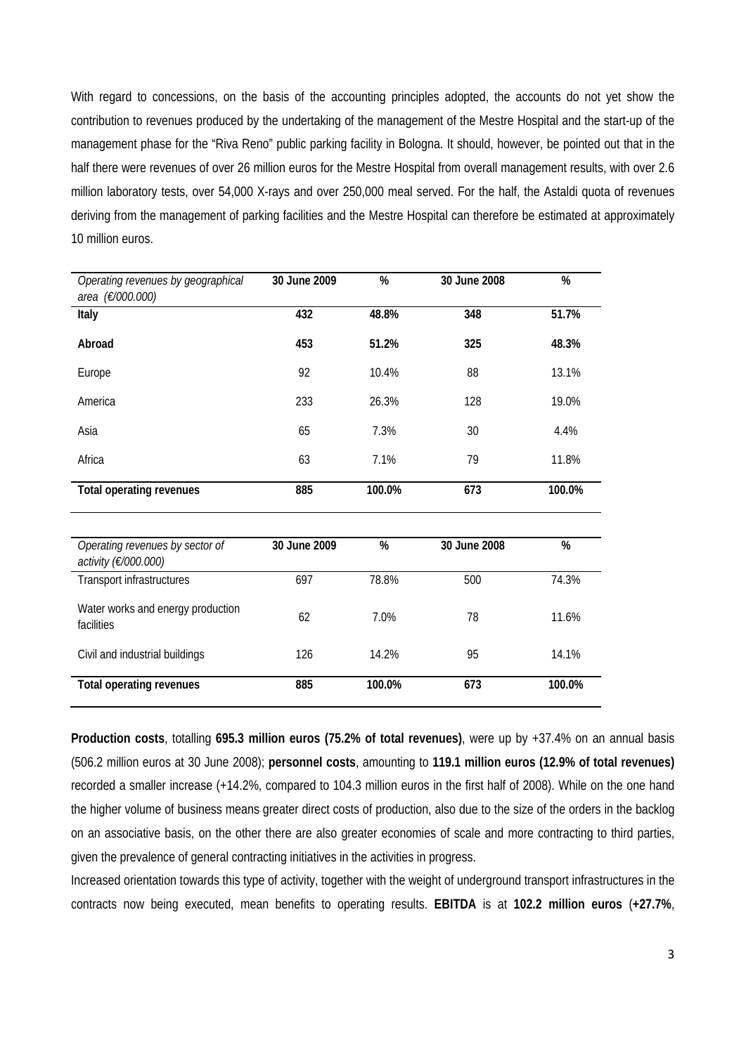With regard to concessions, on the basis of the accounting principles adopted, the accounts do not yet show the contribution to revenues produced by the undertaking of the management of the Mestre Hospital and the start-up of the management phase for the "Riva Reno" public parking facility in Bologna. It should, however, be pointed out that in the half there were revenues of over 26 million euros for the Mestre Hospital from overall management results, with over 2.6 million laboratory tests, over 54,000 X-rays and over 250,000 meal served. For the half, the Astaldi quota of revenues deriving from the management of parking facilities and the Mestre Hospital can therefore be estimated at approximately 10 million euros.

| *Operating revenues by geographical area (€/000.000)* | **30 June 2009** | **%** | **30 June 2008** | **%** |
|---|---|---|---|---|
| **Italy** | **432** | **48.8%** | **348** | **51.7%** |
| **Abroad** | **453** | **51.2%** | **325** | **48.3%** |
| Europe | 92 | 10.4% | 88 | 13.1% |
| America | 233 | 26.3% | 128 | 19.0% |
| Asia | 65 | 7.3% | 30 | 4.4% |
| Africa | 63 | 7.1% | 79 | 11.8% |
| **Total operating revenues** | **885** | **100.0%** | **673** | **100.0%** |

| *Operating revenues by sector of activity (€/000.000)* | **30 June 2009** | **%** | **30 June 2008** | **%** |
|---|---|---|---|---|
| Transport infrastructures | 697 | 78.8% | 500 | 74.3% |
| Water works and energy production facilities | 62 | 7.0% | 78 | 11.6% |
| Civil and industrial buildings | 126 | 14.2% | 95 | 14.1% |
| **Total operating revenues** | **885** | **100.0%** | **673** | **100.0%** |

**Production costs**, totalling **695.3 million euros (75.2% of total revenues)**, were up by +37.4% on an annual basis (506.2 million euros at 30 June 2008); **personnel costs**, amounting to **119.1 million euros (12.9% of total revenues)** recorded a smaller increase (+14.2%, compared to 104.3 million euros in the first half of 2008). While on the one hand the higher volume of business means greater direct costs of production, also due to the size of the orders in the backlog on an associative basis, on the other there are also greater economies of scale and more contracting to third parties, given the prevalence of general contracting initiatives in the activities in progress.

Increased orientation towards this type of activity, together with the weight of underground transport infrastructures in the contracts now being executed, mean benefits to operating results. **EBITDA** is at **102.2 million euros** (**+27.7%**,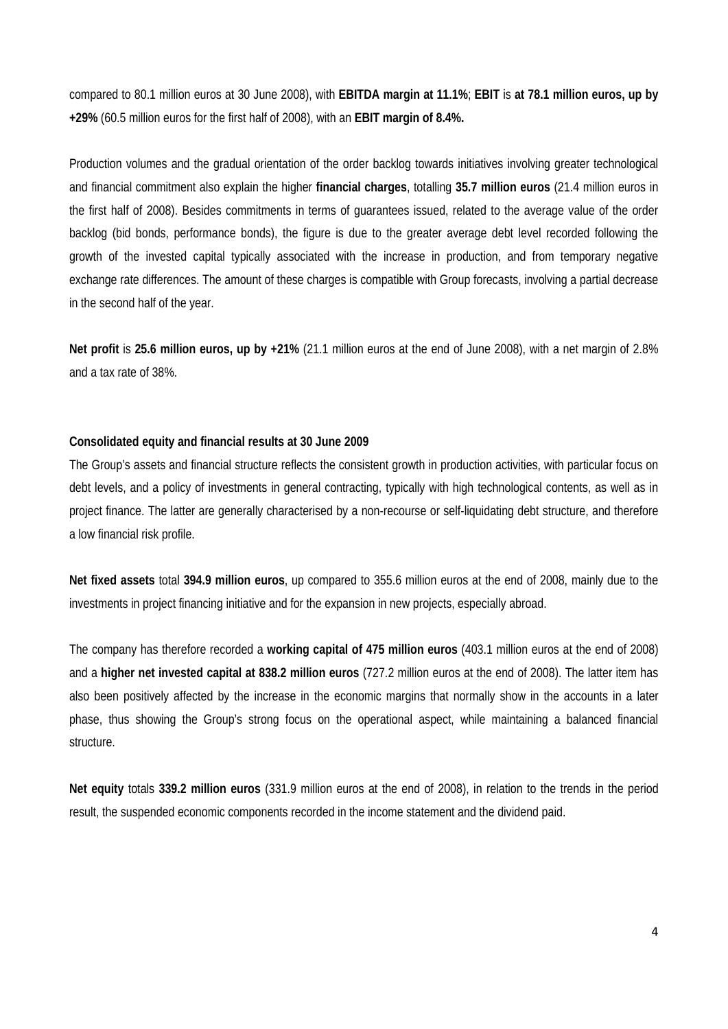compared to 80.1 million euros at 30 June 2008), with **EBITDA margin at 11.1%**; **EBIT** is **at 78.1 million euros, up by +29%** (60.5 million euros for the first half of 2008), with an **EBIT margin of 8.4%.**

Production volumes and the gradual orientation of the order backlog towards initiatives involving greater technological and financial commitment also explain the higher **financial charges**, totalling **35.7 million euros** (21.4 million euros in the first half of 2008). Besides commitments in terms of guarantees issued, related to the average value of the order backlog (bid bonds, performance bonds), the figure is due to the greater average debt level recorded following the growth of the invested capital typically associated with the increase in production, and from temporary negative exchange rate differences. The amount of these charges is compatible with Group forecasts, involving a partial decrease in the second half of the year.

**Net profit** is **25.6 million euros, up by +21%** (21.1 million euros at the end of June 2008), with a net margin of 2.8% and a tax rate of 38%.

**Consolidated equity and financial results at 30 June 2009**

The Group's assets and financial structure reflects the consistent growth in production activities, with particular focus on debt levels, and a policy of investments in general contracting, typically with high technological contents, as well as in project finance. The latter are generally characterised by a non-recourse or self-liquidating debt structure, and therefore a low financial risk profile.

**Net fixed assets** total **394.9 million euros**, up compared to 355.6 million euros at the end of 2008, mainly due to the investments in project financing initiative and for the expansion in new projects, especially abroad.

The company has therefore recorded a **working capital of 475 million euros** (403.1 million euros at the end of 2008) and a **higher net invested capital at 838.2 million euros** (727.2 million euros at the end of 2008). The latter item has also been positively affected by the increase in the economic margins that normally show in the accounts in a later phase, thus showing the Group's strong focus on the operational aspect, while maintaining a balanced financial structure.

**Net equity** totals **339.2 million euros** (331.9 million euros at the end of 2008), in relation to the trends in the period result, the suspended economic components recorded in the income statement and the dividend paid.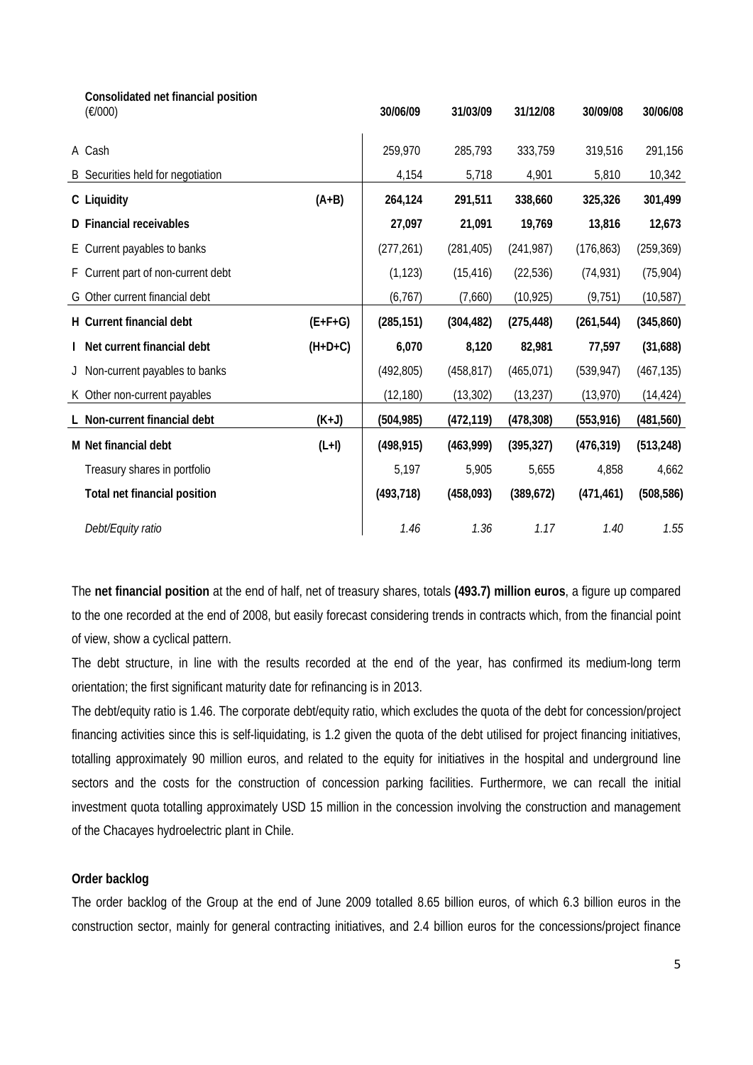| Consolidated net financial position (€/000) | | 30/06/09 | 31/03/09 | 31/12/08 | 30/09/08 | 30/06/08 |
|---|---|---|---|---|---|---|
| A Cash | | 259,970 | 285,793 | 333,759 | 319,516 | 291,156 |
| B Securities held for negotiation | | 4,154 | 5,718 | 4,901 | 5,810 | 10,342 |
| **C Liquidity** | **(A+B)** | **264,124** | **291,511** | **338,660** | **325,326** | **301,499** |
| **D Financial receivables** | | **27,097** | **21,091** | **19,769** | **13,816** | **12,673** |
| E Current payables to banks | | (277,261) | (281,405) | (241,987) | (176,863) | (259,369) |
| F Current part of non-current debt | | (1,123) | (15,416) | (22,536) | (74,931) | (75,904) |
| G Other current financial debt | | (6,767) | (7,660) | (10,925) | (9,751) | (10,587) |
| **H Current financial debt** | **(E+F+G)** | **(285,151)** | **(304,482)** | **(275,448)** | **(261,544)** | **(345,860)** |
| **I Net current financial debt** | **(H+D+C)** | **6,070** | **8,120** | **82,981** | **77,597** | **(31,688)** |
| J Non-current payables to banks | | (492,805) | (458,817) | (465,071) | (539,947) | (467,135) |
| K Other non-current payables | | (12,180) | (13,302) | (13,237) | (13,970) | (14,424) |
| **L Non-current financial debt** | **(K+J)** | **(504,985)** | **(472,119)** | **(478,308)** | **(553,916)** | **(481,560)** |
| **M Net financial debt** | **(L+I)** | **(498,915)** | **(463,999)** | **(395,327)** | **(476,319)** | **(513,248)** |
| Treasury shares in portfolio | | 5,197 | 5,905 | 5,655 | 4,858 | 4,662 |
| **Total net financial position** | | **(493,718)** | **(458,093)** | **(389,672)** | **(471,461)** | **(508,586)** |
| *Debt/Equity ratio* | | *1.46* | *1.36* | *1.17* | *1.40* | *1.55* |

The **net financial position** at the end of half, net of treasury shares, totals **(493.7) million euros**, a figure up compared to the one recorded at the end of 2008, but easily forecast considering trends in contracts which, from the financial point of view, show a cyclical pattern.

The debt structure, in line with the results recorded at the end of the year, has confirmed its medium-long term orientation; the first significant maturity date for refinancing is in 2013.

The debt/equity ratio is 1.46. The corporate debt/equity ratio, which excludes the quota of the debt for concession/project financing activities since this is self-liquidating, is 1.2 given the quota of the debt utilised for project financing initiatives, totalling approximately 90 million euros, and related to the equity for initiatives in the hospital and underground line sectors and the costs for the construction of concession parking facilities. Furthermore, we can recall the initial investment quota totalling approximately USD 15 million in the concession involving the construction and management of the Chacayes hydroelectric plant in Chile.

**Order backlog**

The order backlog of the Group at the end of June 2009 totalled 8.65 billion euros, of which 6.3 billion euros in the construction sector, mainly for general contracting initiatives, and 2.4 billion euros for the concessions/project finance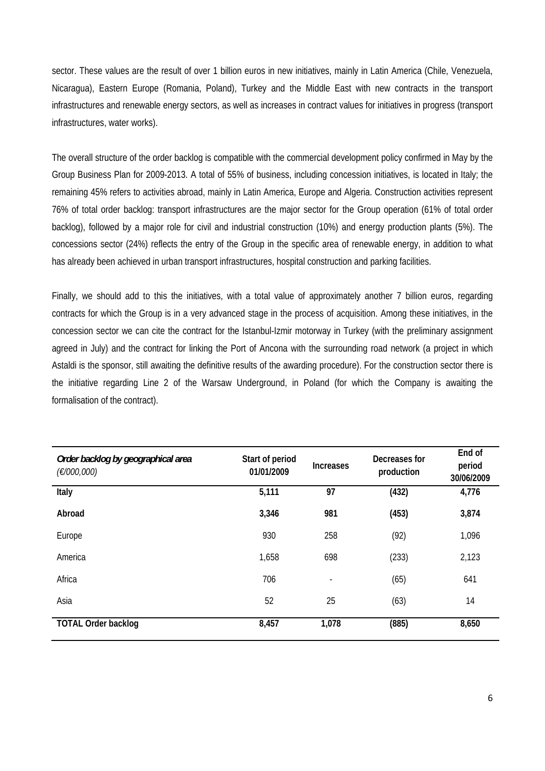sector. These values are the result of over 1 billion euros in new initiatives, mainly in Latin America (Chile, Venezuela, Nicaragua), Eastern Europe (Romania, Poland), Turkey and the Middle East with new contracts in the transport infrastructures and renewable energy sectors, as well as increases in contract values for initiatives in progress (transport infrastructures, water works).

The overall structure of the order backlog is compatible with the commercial development policy confirmed in May by the Group Business Plan for 2009-2013. A total of 55% of business, including concession initiatives, is located in Italy; the remaining 45% refers to activities abroad, mainly in Latin America, Europe and Algeria. Construction activities represent 76% of total order backlog: transport infrastructures are the major sector for the Group operation (61% of total order backlog), followed by a major role for civil and industrial construction (10%) and energy production plants (5%). The concessions sector (24%) reflects the entry of the Group in the specific area of renewable energy, in addition to what has already been achieved in urban transport infrastructures, hospital construction and parking facilities.

Finally, we should add to this the initiatives, with a total value of approximately another 7 billion euros, regarding contracts for which the Group is in a very advanced stage in the process of acquisition. Among these initiatives, in the concession sector we can cite the contract for the Istanbul-Izmir motorway in Turkey (with the preliminary assignment agreed in July) and the contract for linking the Port of Ancona with the surrounding road network (a project in which Astaldi is the sponsor, still awaiting the definitive results of the awarding procedure). For the construction sector there is the initiative regarding Line 2 of the Warsaw Underground, in Poland (for which the Company is awaiting the formalisation of the contract).

| *Order backlog by geographical area (€/000,000)* | Start of period 01/01/2009 | Increases | Decreases for production | End of period 30/06/2009 |
|---|---|---|---|---|
| **Italy** | **5,111** | **97** | **(432)** | **4,776** |
| **Abroad** | **3,346** | **981** | **(453)** | **3,874** |
| Europe | 930 | 258 | (92) | 1,096 |
| America | 1,658 | 698 | (233) | 2,123 |
| Africa | 706 | - | (65) | 641 |
| Asia | 52 | 25 | (63) | 14 |
| **TOTAL Order backlog** | **8,457** | **1,078** | **(885)** | **8,650** |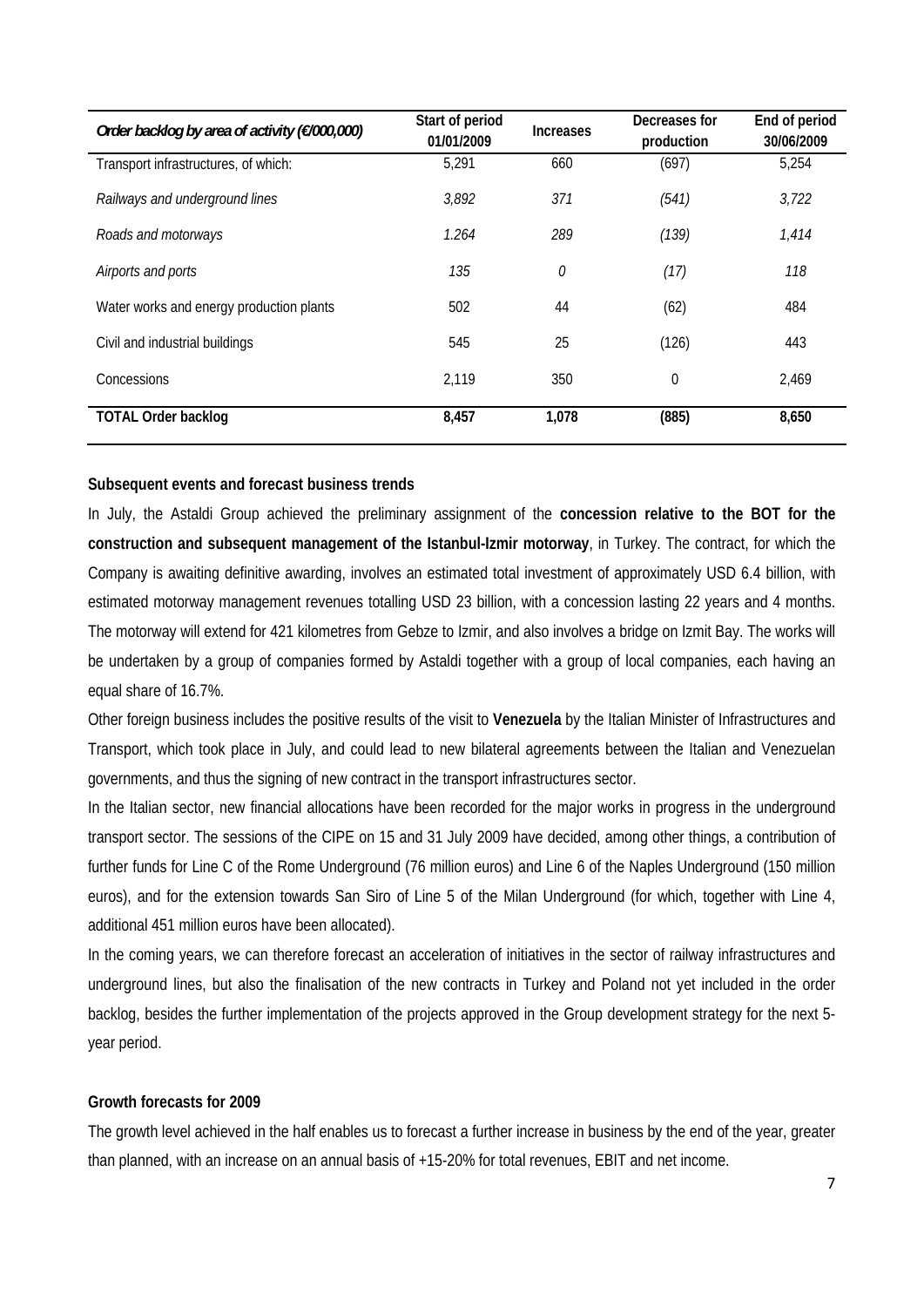| *Order backlog by area of activity (€/000,000)* | Start of period 01/01/2009 | Increases | Decreases for production | End of period 30/06/2009 |
|---|---|---|---|---|
| Transport infrastructures, of which: | 5,291 | 660 | (697) | 5,254 |
| *Railways and underground lines* | *3,892* | *371* | *(541)* | *3,722* |
| *Roads and motorways* | *1.264* | *289* | *(139)* | *1,414* |
| *Airports and ports* | *135* | *0* | *(17)* | *118* |
| Water works and energy production plants | 502 | 44 | (62) | 484 |
| Civil and industrial buildings | 545 | 25 | (126) | 443 |
| Concessions | 2,119 | 350 | 0 | 2,469 |
| **TOTAL Order backlog** | **8,457** | **1,078** | **(885)** | **8,650** |

**Subsequent events and forecast business trends**

In July, the Astaldi Group achieved the preliminary assignment of the **concession relative to the BOT for the construction and subsequent management of the Istanbul-Izmir motorway**, in Turkey. The contract, for which the Company is awaiting definitive awarding, involves an estimated total investment of approximately USD 6.4 billion, with estimated motorway management revenues totalling USD 23 billion, with a concession lasting 22 years and 4 months. The motorway will extend for 421 kilometres from Gebze to Izmir, and also involves a bridge on Izmit Bay. The works will be undertaken by a group of companies formed by Astaldi together with a group of local companies, each having an equal share of 16.7%.

Other foreign business includes the positive results of the visit to **Venezuela** by the Italian Minister of Infrastructures and Transport, which took place in July, and could lead to new bilateral agreements between the Italian and Venezuelan governments, and thus the signing of new contract in the transport infrastructures sector.

In the Italian sector, new financial allocations have been recorded for the major works in progress in the underground transport sector. The sessions of the CIPE on 15 and 31 July 2009 have decided, among other things, a contribution of further funds for Line C of the Rome Underground (76 million euros) and Line 6 of the Naples Underground (150 million euros), and for the extension towards San Siro of Line 5 of the Milan Underground (for which, together with Line 4, additional 451 million euros have been allocated).

In the coming years, we can therefore forecast an acceleration of initiatives in the sector of railway infrastructures and underground lines, but also the finalisation of the new contracts in Turkey and Poland not yet included in the order backlog, besides the further implementation of the projects approved in the Group development strategy for the next 5-year period.

**Growth forecasts for 2009**

The growth level achieved in the half enables us to forecast a further increase in business by the end of the year, greater than planned, with an increase on an annual basis of +15-20% for total revenues, EBIT and net income.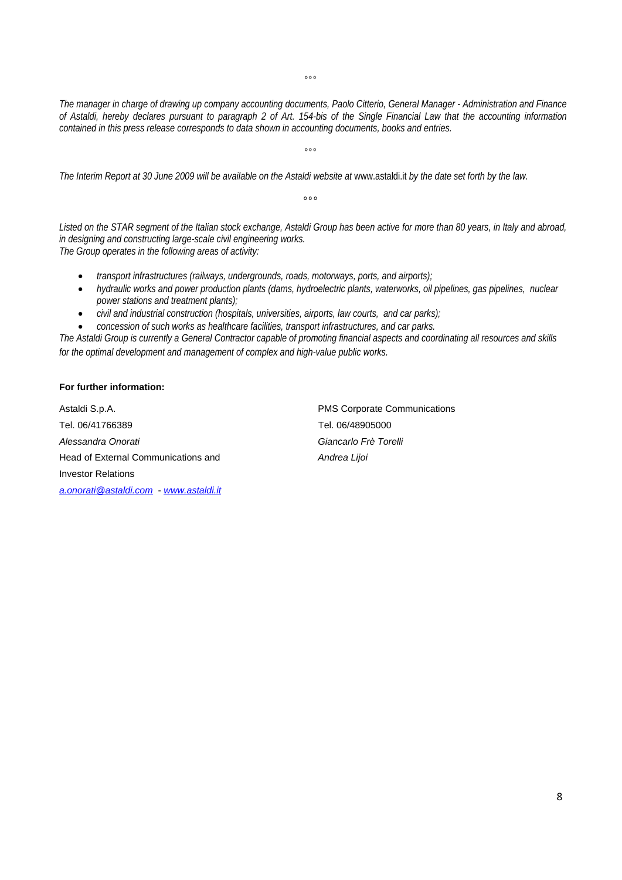°°°

*The manager in charge of drawing up company accounting documents, Paolo Citterio, General Manager - Administration and Finance of Astaldi, hereby declares pursuant to paragraph 2 of Art. 154-bis of the Single Financial Law that the accounting information contained in this press release corresponds to data shown in accounting documents, books and entries.*

°°°

*The Interim Report at 30 June 2009 will be available on the Astaldi website at* www.astaldi.it *by the date set forth by the law.*

°°°

*Listed on the STAR segment of the Italian stock exchange, Astaldi Group has been active for more than 80 years, in Italy and abroad, in designing and constructing large-scale civil engineering works.*
*The Group operates in the following areas of activity:*

- *transport infrastructures (railways, undergrounds, roads, motorways, ports, and airports);*
- *hydraulic works and power production plants (dams, hydroelectric plants, waterworks, oil pipelines, gas pipelines, nuclear power stations and treatment plants);*
- *civil and industrial construction (hospitals, universities, airports, law courts, and car parks);*
- *concession of such works as healthcare facilities, transport infrastructures, and car parks.*

*The Astaldi Group is currently a General Contractor capable of promoting financial aspects and coordinating all resources and skills for the optimal development and management of complex and high-value public works.*

**For further information:**

Astaldi S.p.A.
Tel. 06/41766389
*Alessandra Onorati*
Head of External Communications and Investor Relations
*a.onorati@astaldi.com* - *www.astaldi.it*

PMS Corporate Communications
Tel. 06/48905000
*Giancarlo Frè Torelli*
*Andrea Lijoi*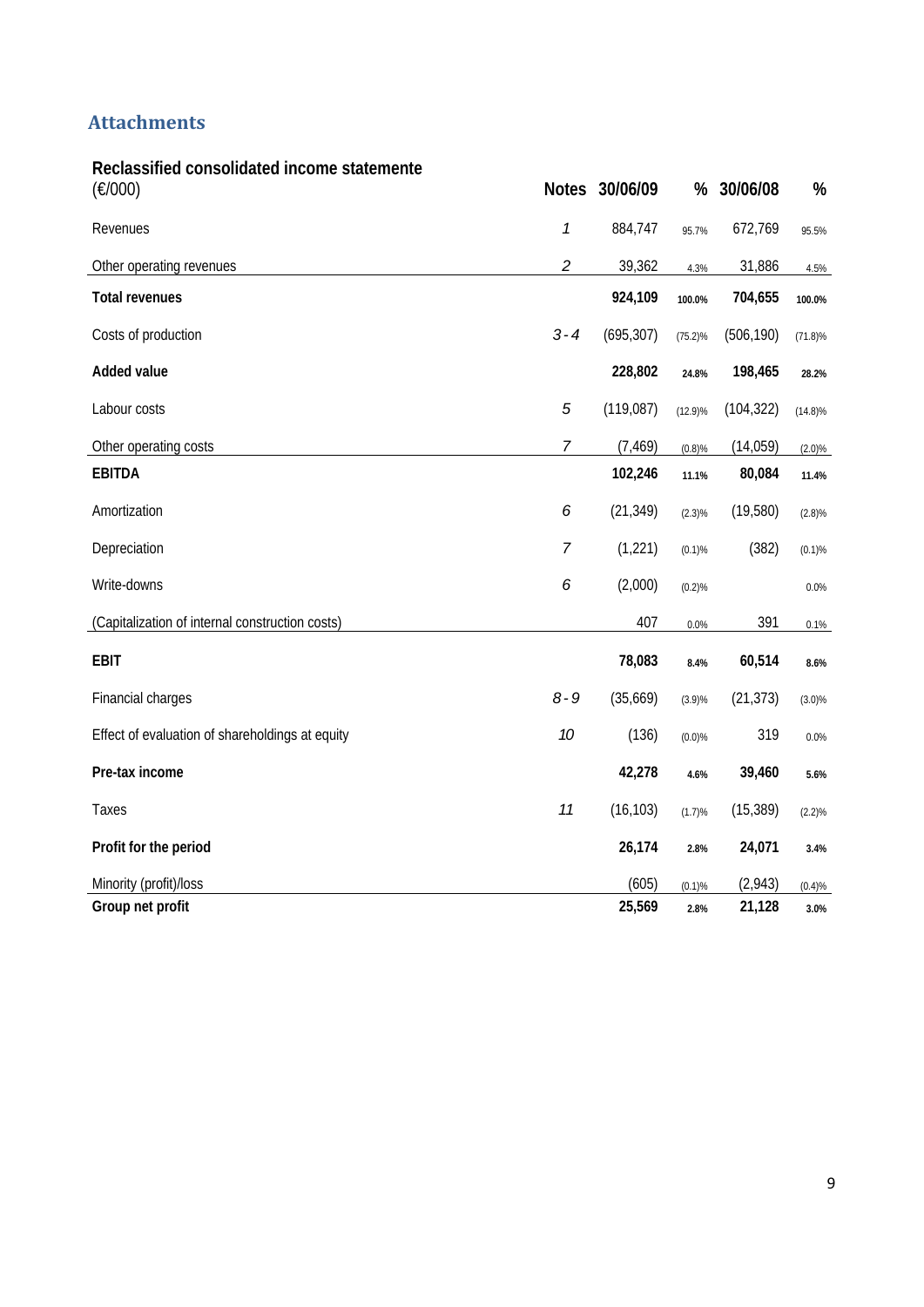## Attachments

| Reclassified consolidated income statemente (€/000) | Notes | 30/06/09 | % | 30/06/08 | % |
|---|---|---|---|---|---|
| Revenues | 1 | 884,747 | 95.7% | 672,769 | 95.5% |
| Other operating revenues | 2 | 39,362 | 4.3% | 31,886 | 4.5% |
| **Total revenues** | | **924,109** | **100.0%** | **704,655** | **100.0%** |
| Costs of production | 3 - 4 | (695,307) | (75.2)% | (506,190) | (71.8)% |
| **Added value** | | **228,802** | **24.8%** | **198,465** | **28.2%** |
| Labour costs | 5 | (119,087) | (12.9)% | (104,322) | (14.8)% |
| Other operating costs | 7 | (7,469) | (0.8)% | (14,059) | (2.0)% |
| **EBITDA** | | **102,246** | **11.1%** | **80,084** | **11.4%** |
| Amortization | 6 | (21,349) | (2.3)% | (19,580) | (2.8)% |
| Depreciation | 7 | (1,221) | (0.1)% | (382) | (0.1)% |
| Write-downs | 6 | (2,000) | (0.2)% | | 0.0% |
| (Capitalization of internal construction costs) | | 407 | 0.0% | 391 | 0.1% |
| **EBIT** | | **78,083** | **8.4%** | **60,514** | **8.6%** |
| Financial charges | 8 - 9 | (35,669) | (3.9)% | (21,373) | (3.0)% |
| Effect of evaluation of shareholdings at equity | 10 | (136) | (0.0)% | 319 | 0.0% |
| **Pre-tax income** | | **42,278** | **4.6%** | **39,460** | **5.6%** |
| Taxes | 11 | (16,103) | (1.7)% | (15,389) | (2.2)% |
| **Profit for the period** | | **26,174** | **2.8%** | **24,071** | **3.4%** |
| Minority (profit)/loss | | (605) | (0.1)% | (2,943) | (0.4)% |
| **Group net profit** | | **25,569** | **2.8%** | **21,128** | **3.0%** |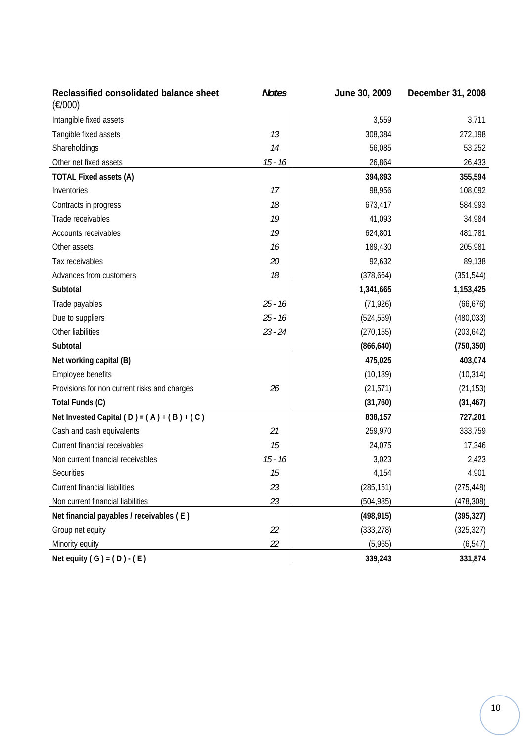| Reclassified consolidated balance sheet (€/000) | *Notes* | June 30, 2009 | December 31, 2008 |
|---|---|---|---|
| Intangible fixed assets | | 3,559 | 3,711 |
| Tangible fixed assets | *13* | 308,384 | 272,198 |
| Shareholdings | *14* | 56,085 | 53,252 |
| Other net fixed assets | *15 - 16* | 26,864 | 26,433 |
| **TOTAL Fixed assets (A)** | | **394,893** | **355,594** |
| Inventories | *17* | 98,956 | 108,092 |
| Contracts in progress | *18* | 673,417 | 584,993 |
| Trade receivables | *19* | 41,093 | 34,984 |
| Accounts receivables | *19* | 624,801 | 481,781 |
| Other assets | *16* | 189,430 | 205,981 |
| Tax receivables | *20* | 92,632 | 89,138 |
| Advances from customers | *18* | (378,664) | (351,544) |
| **Subtotal** | | **1,341,665** | **1,153,425** |
| Trade payables | *25 - 16* | (71,926) | (66,676) |
| Due to suppliers | *25 - 16* | (524,559) | (480,033) |
| Other liabilities | *23 - 24* | (270,155) | (203,642) |
| **Subtotal** | | **(866,640)** | **(750,350)** |
| **Net working capital (B)** | | **475,025** | **403,074** |
| Employee benefits | | (10,189) | (10,314) |
| Provisions for non current risks and charges | *26* | (21,571) | (21,153) |
| **Total Funds (C)** | | **(31,760)** | **(31,467)** |
| **Net Invested Capital ( D ) = ( A ) + ( B ) + ( C )** | | **838,157** | **727,201** |
| Cash and cash equivalents | *21* | 259,970 | 333,759 |
| Current financial receivables | *15* | 24,075 | 17,346 |
| Non current financial receivables | *15 - 16* | 3,023 | 2,423 |
| Securities | *15* | 4,154 | 4,901 |
| Current financial liabilities | *23* | (285,151) | (275,448) |
| Non current financial liabilities | *23* | (504,985) | (478,308) |
| **Net financial payables / receivables ( E )** | | **(498,915)** | **(395,327)** |
| Group net equity | *22* | (333,278) | (325,327) |
| Minority equity | *22* | (5,965) | (6,547) |
| **Net equity ( G ) = ( D ) - ( E )** | | **339,243** | **331,874** |